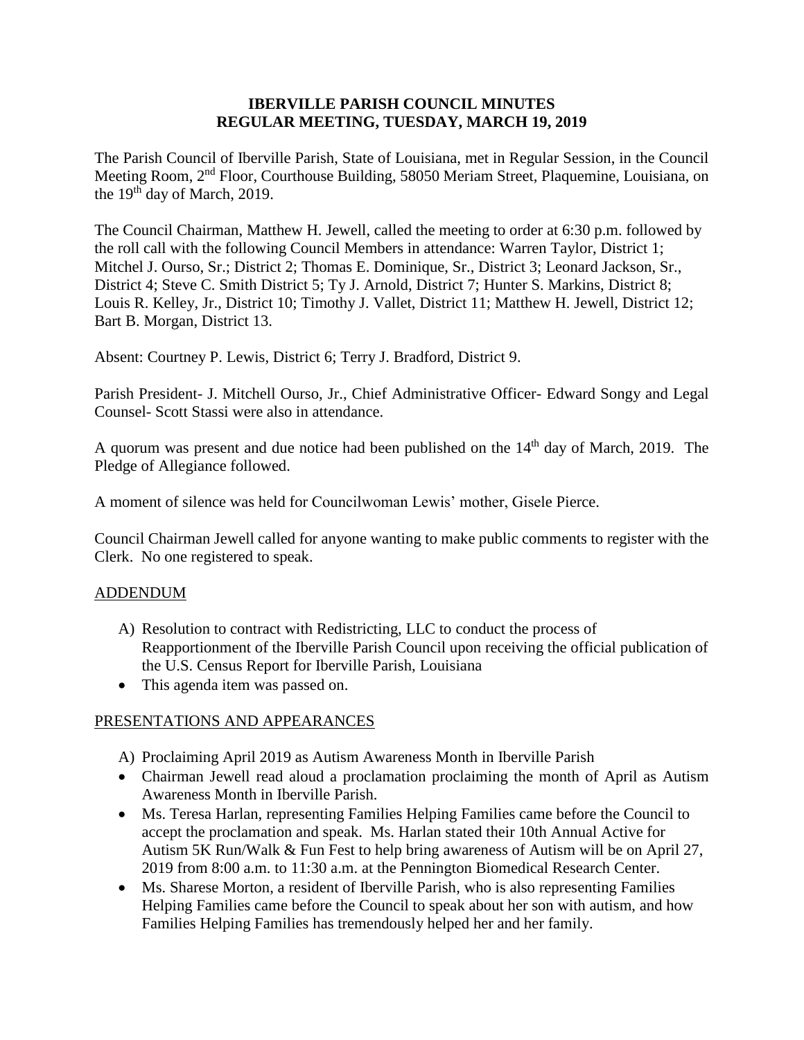**IBERVILLE PARISH COUNCIL MINUTES**
**REGULAR MEETING, TUESDAY, MARCH 19, 2019**

The Parish Council of Iberville Parish, State of Louisiana, met in Regular Session, in the Council Meeting Room, 2nd Floor, Courthouse Building, 58050 Meriam Street, Plaquemine, Louisiana, on the 19th day of March, 2019.

The Council Chairman, Matthew H. Jewell, called the meeting to order at 6:30 p.m. followed by the roll call with the following Council Members in attendance: Warren Taylor, District 1; Mitchel J. Ourso, Sr.; District 2; Thomas E. Dominique, Sr., District 3; Leonard Jackson, Sr., District 4; Steve C. Smith District 5; Ty J. Arnold, District 7; Hunter S. Markins, District 8; Louis R. Kelley, Jr., District 10; Timothy J. Vallet, District 11; Matthew H. Jewell, District 12; Bart B. Morgan, District 13.

Absent: Courtney P. Lewis, District 6; Terry J. Bradford, District 9.

Parish President- J. Mitchell Ourso, Jr., Chief Administrative Officer- Edward Songy and Legal Counsel- Scott Stassi were also in attendance.

A quorum was present and due notice had been published on the 14th day of March, 2019. The Pledge of Allegiance followed.

A moment of silence was held for Councilwoman Lewis' mother, Gisele Pierce.

Council Chairman Jewell called for anyone wanting to make public comments to register with the Clerk. No one registered to speak.

ADDENDUM

A) Resolution to contract with Redistricting, LLC to conduct the process of Reapportionment of the Iberville Parish Council upon receiving the official publication of the U.S. Census Report for Iberville Parish, Louisiana

- This agenda item was passed on.

PRESENTATIONS AND APPEARANCES

A) Proclaiming April 2019 as Autism Awareness Month in Iberville Parish

- Chairman Jewell read aloud a proclamation proclaiming the month of April as Autism Awareness Month in Iberville Parish.
- Ms. Teresa Harlan, representing Families Helping Families came before the Council to accept the proclamation and speak. Ms. Harlan stated their 10th Annual Active for Autism 5K Run/Walk & Fun Fest to help bring awareness of Autism will be on April 27, 2019 from 8:00 a.m. to 11:30 a.m. at the Pennington Biomedical Research Center.
- Ms. Sharese Morton, a resident of Iberville Parish, who is also representing Families Helping Families came before the Council to speak about her son with autism, and how Families Helping Families has tremendously helped her and her family.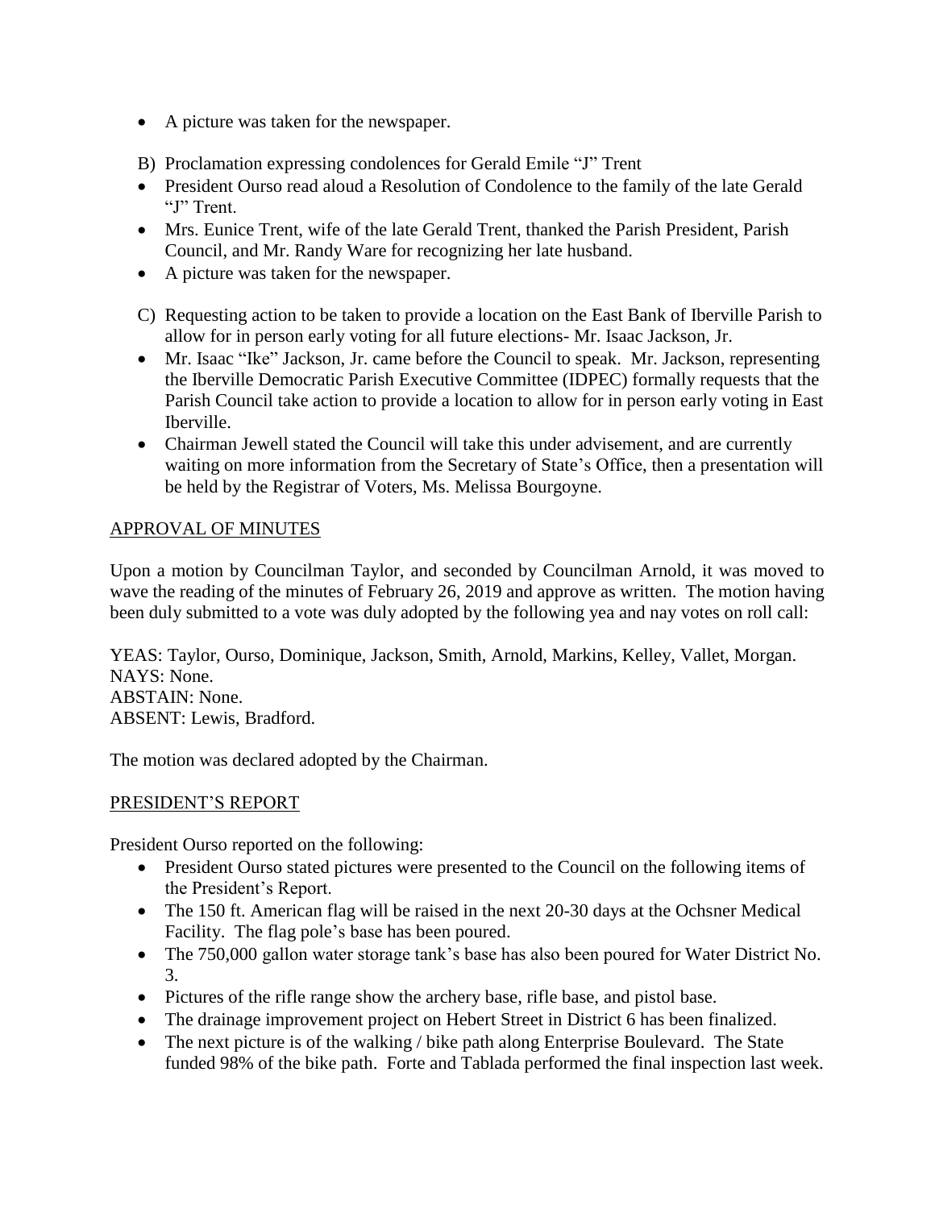- A picture was taken for the newspaper.

B) Proclamation expressing condolences for Gerald Emile "J" Trent

- President Ourso read aloud a Resolution of Condolence to the family of the late Gerald "J" Trent.
- Mrs. Eunice Trent, wife of the late Gerald Trent, thanked the Parish President, Parish Council, and Mr. Randy Ware for recognizing her late husband.
- A picture was taken for the newspaper.

C) Requesting action to be taken to provide a location on the East Bank of Iberville Parish to allow for in person early voting for all future elections- Mr. Isaac Jackson, Jr.

- Mr. Isaac "Ike" Jackson, Jr. came before the Council to speak. Mr. Jackson, representing the Iberville Democratic Parish Executive Committee (IDPEC) formally requests that the Parish Council take action to provide a location to allow for in person early voting in East Iberville.
- Chairman Jewell stated the Council will take this under advisement, and are currently waiting on more information from the Secretary of State's Office, then a presentation will be held by the Registrar of Voters, Ms. Melissa Bourgoyne.

## APPROVAL OF MINUTES

Upon a motion by Councilman Taylor, and seconded by Councilman Arnold, it was moved to wave the reading of the minutes of February 26, 2019 and approve as written. The motion having been duly submitted to a vote was duly adopted by the following yea and nay votes on roll call:

YEAS: Taylor, Ourso, Dominique, Jackson, Smith, Arnold, Markins, Kelley, Vallet, Morgan.
NAYS: None.
ABSTAIN: None.
ABSENT: Lewis, Bradford.

The motion was declared adopted by the Chairman.

## PRESIDENT'S REPORT

President Ourso reported on the following:

- President Ourso stated pictures were presented to the Council on the following items of the President's Report.
- The 150 ft. American flag will be raised in the next 20-30 days at the Ochsner Medical Facility. The flag pole's base has been poured.
- The 750,000 gallon water storage tank's base has also been poured for Water District No. 3.
- Pictures of the rifle range show the archery base, rifle base, and pistol base.
- The drainage improvement project on Hebert Street in District 6 has been finalized.
- The next picture is of the walking / bike path along Enterprise Boulevard. The State funded 98% of the bike path. Forte and Tablada performed the final inspection last week.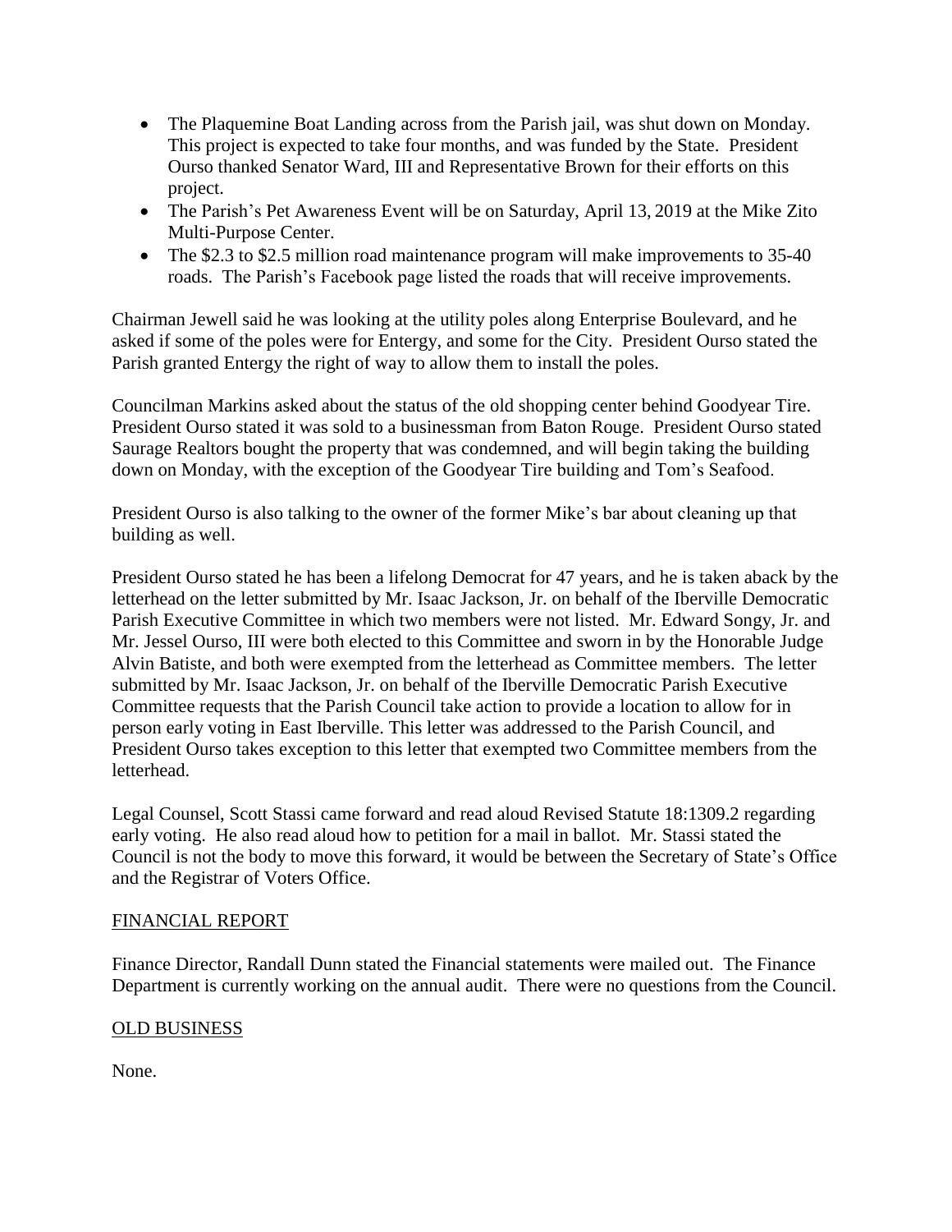- The Plaquemine Boat Landing across from the Parish jail, was shut down on Monday. This project is expected to take four months, and was funded by the State. President Ourso thanked Senator Ward, III and Representative Brown for their efforts on this project.
- The Parish's Pet Awareness Event will be on Saturday, April 13, 2019 at the Mike Zito Multi-Purpose Center.
- The $2.3 to $2.5 million road maintenance program will make improvements to 35-40 roads. The Parish's Facebook page listed the roads that will receive improvements.

Chairman Jewell said he was looking at the utility poles along Enterprise Boulevard, and he asked if some of the poles were for Entergy, and some for the City. President Ourso stated the Parish granted Entergy the right of way to allow them to install the poles.

Councilman Markins asked about the status of the old shopping center behind Goodyear Tire. President Ourso stated it was sold to a businessman from Baton Rouge. President Ourso stated Saurage Realtors bought the property that was condemned, and will begin taking the building down on Monday, with the exception of the Goodyear Tire building and Tom's Seafood.

President Ourso is also talking to the owner of the former Mike's bar about cleaning up that building as well.

President Ourso stated he has been a lifelong Democrat for 47 years, and he is taken aback by the letterhead on the letter submitted by Mr. Isaac Jackson, Jr. on behalf of the Iberville Democratic Parish Executive Committee in which two members were not listed. Mr. Edward Songy, Jr. and Mr. Jessel Ourso, III were both elected to this Committee and sworn in by the Honorable Judge Alvin Batiste, and both were exempted from the letterhead as Committee members. The letter submitted by Mr. Isaac Jackson, Jr. on behalf of the Iberville Democratic Parish Executive Committee requests that the Parish Council take action to provide a location to allow for in person early voting in East Iberville. This letter was addressed to the Parish Council, and President Ourso takes exception to this letter that exempted two Committee members from the letterhead.

Legal Counsel, Scott Stassi came forward and read aloud Revised Statute 18:1309.2 regarding early voting. He also read aloud how to petition for a mail in ballot. Mr. Stassi stated the Council is not the body to move this forward, it would be between the Secretary of State's Office and the Registrar of Voters Office.

## FINANCIAL REPORT

Finance Director, Randall Dunn stated the Financial statements were mailed out. The Finance Department is currently working on the annual audit. There were no questions from the Council.

## OLD BUSINESS

None.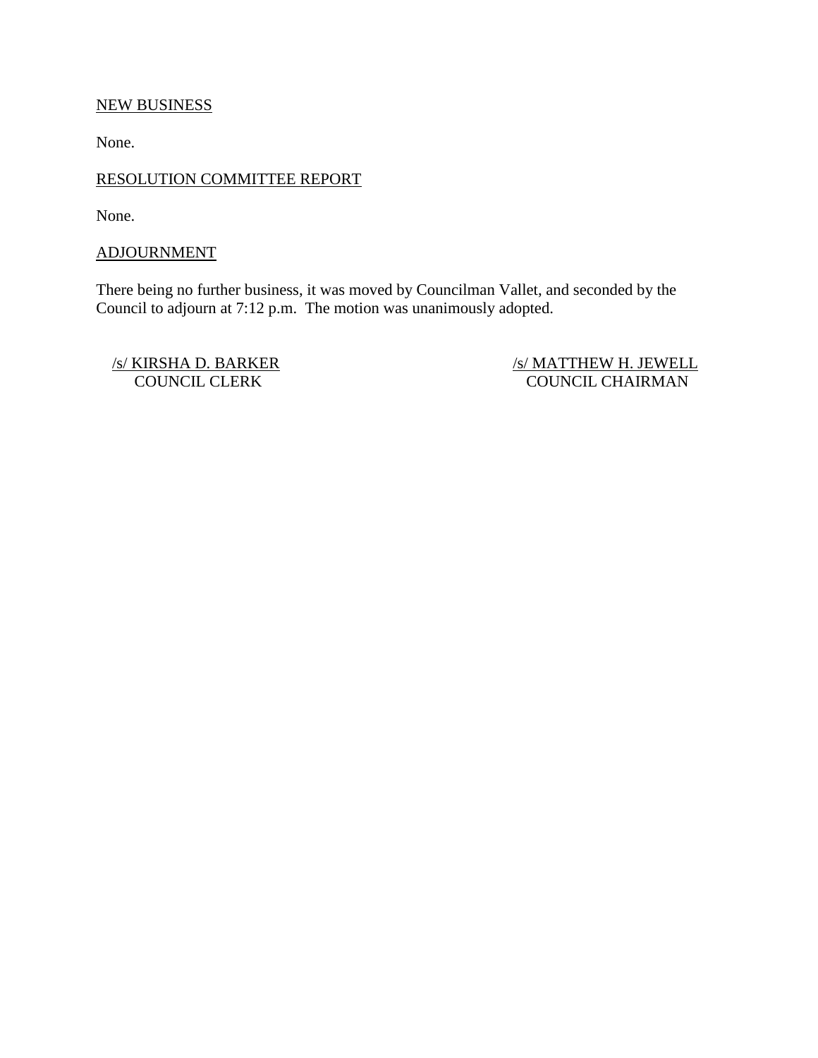<u>NEW BUSINESS</u>

None.

<u>RESOLUTION COMMITTEE REPORT</u>

None.

<u>ADJOURNMENT</u>

There being no further business, it was moved by Councilman Vallet, and seconded by the Council to adjourn at 7:12 p.m. The motion was unanimously adopted.

| | |
|---|---|
| <u>/s/ KIRSHA D. BARKER</u> | <u>/s/ MATTHEW H. JEWELL</u> |
| COUNCIL CLERK | COUNCIL CHAIRMAN |